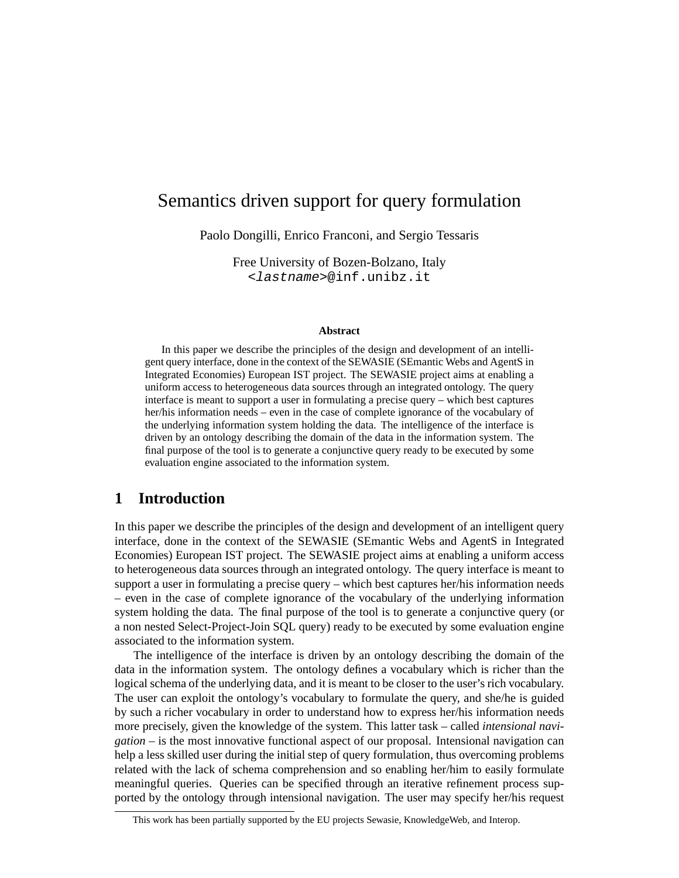# Semantics driven support for query formulation

Paolo Dongilli, Enrico Franconi, and Sergio Tessaris

Free University of Bozen-Bolzano, Italy
<*lastname*>@inf.unibz.it

**Abstract**

In this paper we describe the principles of the design and development of an intelligent query interface, done in the context of the SEWASIE (SEmantic Webs and AgentS in Integrated Economies) European IST project. The SEWASIE project aims at enabling a uniform access to heterogeneous data sources through an integrated ontology. The query interface is meant to support a user in formulating a precise query – which best captures her/his information needs – even in the case of complete ignorance of the vocabulary of the underlying information system holding the data. The intelligence of the interface is driven by an ontology describing the domain of the data in the information system. The final purpose of the tool is to generate a conjunctive query ready to be executed by some evaluation engine associated to the information system.

## 1 Introduction

In this paper we describe the principles of the design and development of an intelligent query interface, done in the context of the SEWASIE (SEmantic Webs and AgentS in Integrated Economies) European IST project. The SEWASIE project aims at enabling a uniform access to heterogeneous data sources through an integrated ontology. The query interface is meant to support a user in formulating a precise query – which best captures her/his information needs – even in the case of complete ignorance of the vocabulary of the underlying information system holding the data. The final purpose of the tool is to generate a conjunctive query (or a non nested Select-Project-Join SQL query) ready to be executed by some evaluation engine associated to the information system.

The intelligence of the interface is driven by an ontology describing the domain of the data in the information system. The ontology defines a vocabulary which is richer than the logical schema of the underlying data, and it is meant to be closer to the user's rich vocabulary. The user can exploit the ontology's vocabulary to formulate the query, and she/he is guided by such a richer vocabulary in order to understand how to express her/his information needs more precisely, given the knowledge of the system. This latter task – called *intensional navigation* – is the most innovative functional aspect of our proposal. Intensional navigation can help a less skilled user during the initial step of query formulation, thus overcoming problems related with the lack of schema comprehension and so enabling her/him to easily formulate meaningful queries. Queries can be specified through an iterative refinement process supported by the ontology through intensional navigation. The user may specify her/his request

This work has been partially supported by the EU projects Sewasie, KnowledgeWeb, and Interop.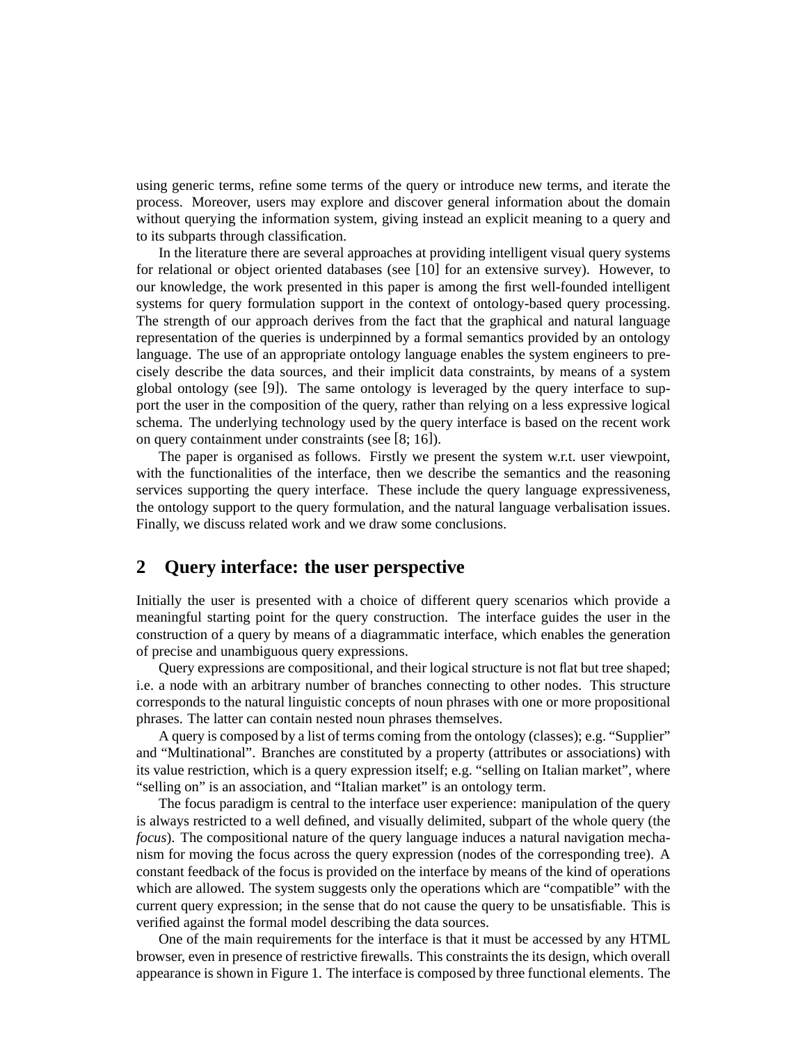using generic terms, refine some terms of the query or introduce new terms, and iterate the process. Moreover, users may explore and discover general information about the domain without querying the information system, giving instead an explicit meaning to a query and to its subparts through classification.

In the literature there are several approaches at providing intelligent visual query systems for relational or object oriented databases (see [10] for an extensive survey). However, to our knowledge, the work presented in this paper is among the first well-founded intelligent systems for query formulation support in the context of ontology-based query processing. The strength of our approach derives from the fact that the graphical and natural language representation of the queries is underpinned by a formal semantics provided by an ontology language. The use of an appropriate ontology language enables the system engineers to precisely describe the data sources, and their implicit data constraints, by means of a system global ontology (see [9]). The same ontology is leveraged by the query interface to support the user in the composition of the query, rather than relying on a less expressive logical schema. The underlying technology used by the query interface is based on the recent work on query containment under constraints (see [8; 16]).

The paper is organised as follows. Firstly we present the system w.r.t. user viewpoint, with the functionalities of the interface, then we describe the semantics and the reasoning services supporting the query interface. These include the query language expressiveness, the ontology support to the query formulation, and the natural language verbalisation issues. Finally, we discuss related work and we draw some conclusions.

## 2 Query interface: the user perspective

Initially the user is presented with a choice of different query scenarios which provide a meaningful starting point for the query construction. The interface guides the user in the construction of a query by means of a diagrammatic interface, which enables the generation of precise and unambiguous query expressions.

Query expressions are compositional, and their logical structure is not flat but tree shaped; i.e. a node with an arbitrary number of branches connecting to other nodes. This structure corresponds to the natural linguistic concepts of noun phrases with one or more propositional phrases. The latter can contain nested noun phrases themselves.

A query is composed by a list of terms coming from the ontology (classes); e.g. "Supplier" and "Multinational". Branches are constituted by a property (attributes or associations) with its value restriction, which is a query expression itself; e.g. "selling on Italian market", where "selling on" is an association, and "Italian market" is an ontology term.

The focus paradigm is central to the interface user experience: manipulation of the query is always restricted to a well defined, and visually delimited, subpart of the whole query (the *focus*). The compositional nature of the query language induces a natural navigation mechanism for moving the focus across the query expression (nodes of the corresponding tree). A constant feedback of the focus is provided on the interface by means of the kind of operations which are allowed. The system suggests only the operations which are "compatible" with the current query expression; in the sense that do not cause the query to be unsatisfiable. This is verified against the formal model describing the data sources.

One of the main requirements for the interface is that it must be accessed by any HTML browser, even in presence of restrictive firewalls. This constraints the its design, which overall appearance is shown in Figure 1. The interface is composed by three functional elements. The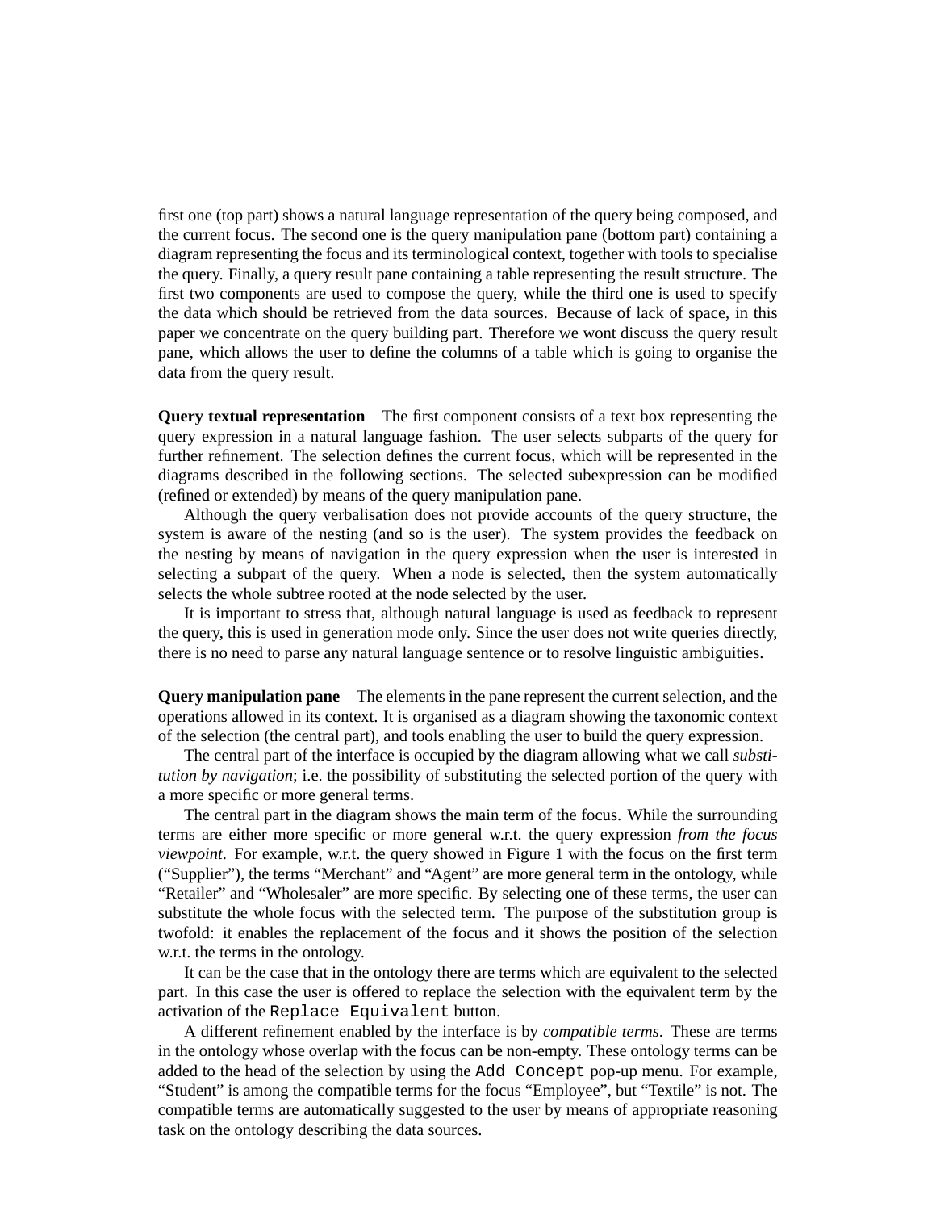first one (top part) shows a natural language representation of the query being composed, and the current focus. The second one is the query manipulation pane (bottom part) containing a diagram representing the focus and its terminological context, together with tools to specialise the query. Finally, a query result pane containing a table representing the result structure. The first two components are used to compose the query, while the third one is used to specify the data which should be retrieved from the data sources. Because of lack of space, in this paper we concentrate on the query building part. Therefore we wont discuss the query result pane, which allows the user to define the columns of a table which is going to organise the data from the query result.

**Query textual representation** The first component consists of a text box representing the query expression in a natural language fashion. The user selects subparts of the query for further refinement. The selection defines the current focus, which will be represented in the diagrams described in the following sections. The selected subexpression can be modified (refined or extended) by means of the query manipulation pane.

Although the query verbalisation does not provide accounts of the query structure, the system is aware of the nesting (and so is the user). The system provides the feedback on the nesting by means of navigation in the query expression when the user is interested in selecting a subpart of the query. When a node is selected, then the system automatically selects the whole subtree rooted at the node selected by the user.

It is important to stress that, although natural language is used as feedback to represent the query, this is used in generation mode only. Since the user does not write queries directly, there is no need to parse any natural language sentence or to resolve linguistic ambiguities.

**Query manipulation pane** The elements in the pane represent the current selection, and the operations allowed in its context. It is organised as a diagram showing the taxonomic context of the selection (the central part), and tools enabling the user to build the query expression.

The central part of the interface is occupied by the diagram allowing what we call *substitution by navigation*; i.e. the possibility of substituting the selected portion of the query with a more specific or more general terms.

The central part in the diagram shows the main term of the focus. While the surrounding terms are either more specific or more general w.r.t. the query expression *from the focus viewpoint*. For example, w.r.t. the query showed in Figure 1 with the focus on the first term ("Supplier"), the terms "Merchant" and "Agent" are more general term in the ontology, while "Retailer" and "Wholesaler" are more specific. By selecting one of these terms, the user can substitute the whole focus with the selected term. The purpose of the substitution group is twofold: it enables the replacement of the focus and it shows the position of the selection w.r.t. the terms in the ontology.

It can be the case that in the ontology there are terms which are equivalent to the selected part. In this case the user is offered to replace the selection with the equivalent term by the activation of the `Replace Equivalent` button.

A different refinement enabled by the interface is by *compatible terms*. These are terms in the ontology whose overlap with the focus can be non-empty. These ontology terms can be added to the head of the selection by using the `Add Concept` pop-up menu. For example, "Student" is among the compatible terms for the focus "Employee", but "Textile" is not. The compatible terms are automatically suggested to the user by means of appropriate reasoning task on the ontology describing the data sources.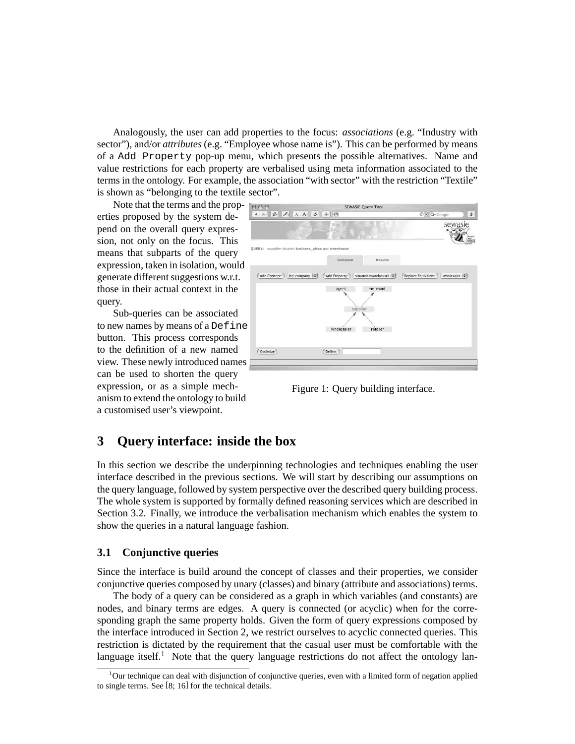Analogously, the user can add properties to the focus: *associations* (e.g. "Industry with sector"), and/or *attributes* (e.g. "Employee whose name is"). This can be performed by means of a `Add Property` pop-up menu, which presents the possible alternatives. Name and value restrictions for each property are verbalised using meta information associated to the terms in the ontology. For example, the association "with sector" with the restriction "Textile" is shown as "belonging to the textile sector".

Note that the terms and the properties proposed by the system depend on the overall query expression, not only on the focus. This means that subparts of the query expression, taken in isolation, would generate different suggestions w.r.t. those in their actual context in the query.

Sub-queries can be associated to new names by means of a `Define` button. This process corresponds to the definition of a new named view. These newly introduced names can be used to shorten the query expression, or as a simple mechanism to extend the ontology to build a customised user's viewpoint.

Figure 1: Query building interface.

## 3 Query interface: inside the box

In this section we describe the underpinning technologies and techniques enabling the user interface described in the previous sections. We will start by describing our assumptions on the query language, followed by system perspective over the described query building process. The whole system is supported by formally defined reasoning services which are described in Section 3.2. Finally, we introduce the verbalisation mechanism which enables the system to show the queries in a natural language fashion.

### 3.1 Conjunctive queries

Since the interface is build around the concept of classes and their properties, we consider conjunctive queries composed by unary (classes) and binary (attribute and associations) terms.

The body of a query can be considered as a graph in which variables (and constants) are nodes, and binary terms are edges. A query is connected (or acyclic) when for the corresponding graph the same property holds. Given the form of query expressions composed by the interface introduced in Section 2, we restrict ourselves to acyclic connected queries. This restriction is dictated by the requirement that the casual user must be comfortable with the language itself.[1] Note that the query language restrictions do not affect the ontology lan-

[1] Our technique can deal with disjunction of conjunctive queries, even with a limited form of negation applied to single terms. See [8; 16] for the technical details.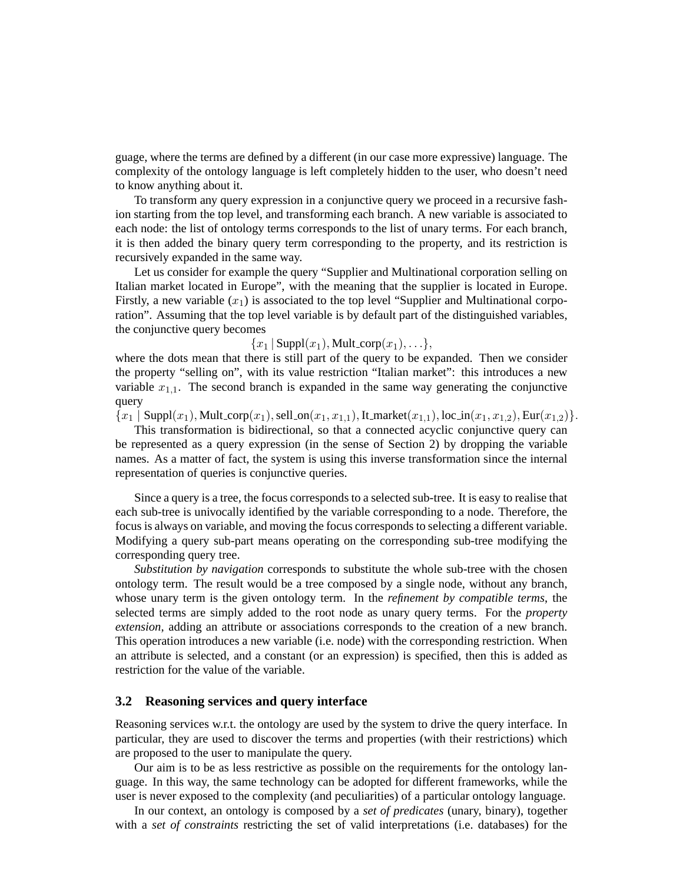guage, where the terms are defined by a different (in our case more expressive) language. The complexity of the ontology language is left completely hidden to the user, who doesn't need to know anything about it.

To transform any query expression in a conjunctive query we proceed in a recursive fashion starting from the top level, and transforming each branch. A new variable is associated to each node: the list of ontology terms corresponds to the list of unary terms. For each branch, it is then added the binary query term corresponding to the property, and its restriction is recursively expanded in the same way.

Let us consider for example the query "Supplier and Multinational corporation selling on Italian market located in Europe", with the meaning that the supplier is located in Europe. Firstly, a new variable ($x_1$) is associated to the top level "Supplier and Multinational corporation". Assuming that the top level variable is by default part of the distinguished variables, the conjunctive query becomes

$$\{x_1 \mid \text{Suppl}(x_1), \text{Mult\_corp}(x_1), \ldots\},$$

where the dots mean that there is still part of the query to be expanded. Then we consider the property "selling on", with its value restriction "Italian market": this introduces a new variable $x_{1,1}$. The second branch is expanded in the same way generating the conjunctive query

$$\{x_1 \mid \text{Suppl}(x_1), \text{Mult\_corp}(x_1), \text{sell\_on}(x_1, x_{1,1}), \text{It\_market}(x_{1,1}), \text{loc\_in}(x_1, x_{1,2}), \text{Eur}(x_{1,2})\}.$$

This transformation is bidirectional, so that a connected acyclic conjunctive query can be represented as a query expression (in the sense of Section 2) by dropping the variable names. As a matter of fact, the system is using this inverse transformation since the internal representation of queries is conjunctive queries.

Since a query is a tree, the focus corresponds to a selected sub-tree. It is easy to realise that each sub-tree is univocally identified by the variable corresponding to a node. Therefore, the focus is always on variable, and moving the focus corresponds to selecting a different variable. Modifying a query sub-part means operating on the corresponding sub-tree modifying the corresponding query tree.

*Substitution by navigation* corresponds to substitute the whole sub-tree with the chosen ontology term. The result would be a tree composed by a single node, without any branch, whose unary term is the given ontology term. In the *refinement by compatible terms*, the selected terms are simply added to the root node as unary query terms. For the *property extension*, adding an attribute or associations corresponds to the creation of a new branch. This operation introduces a new variable (i.e. node) with the corresponding restriction. When an attribute is selected, and a constant (or an expression) is specified, then this is added as restriction for the value of the variable.

### 3.2 Reasoning services and query interface

Reasoning services w.r.t. the ontology are used by the system to drive the query interface. In particular, they are used to discover the terms and properties (with their restrictions) which are proposed to the user to manipulate the query.

Our aim is to be as less restrictive as possible on the requirements for the ontology language. In this way, the same technology can be adopted for different frameworks, while the user is never exposed to the complexity (and peculiarities) of a particular ontology language.

In our context, an ontology is composed by a *set of predicates* (unary, binary), together with a *set of constraints* restricting the set of valid interpretations (i.e. databases) for the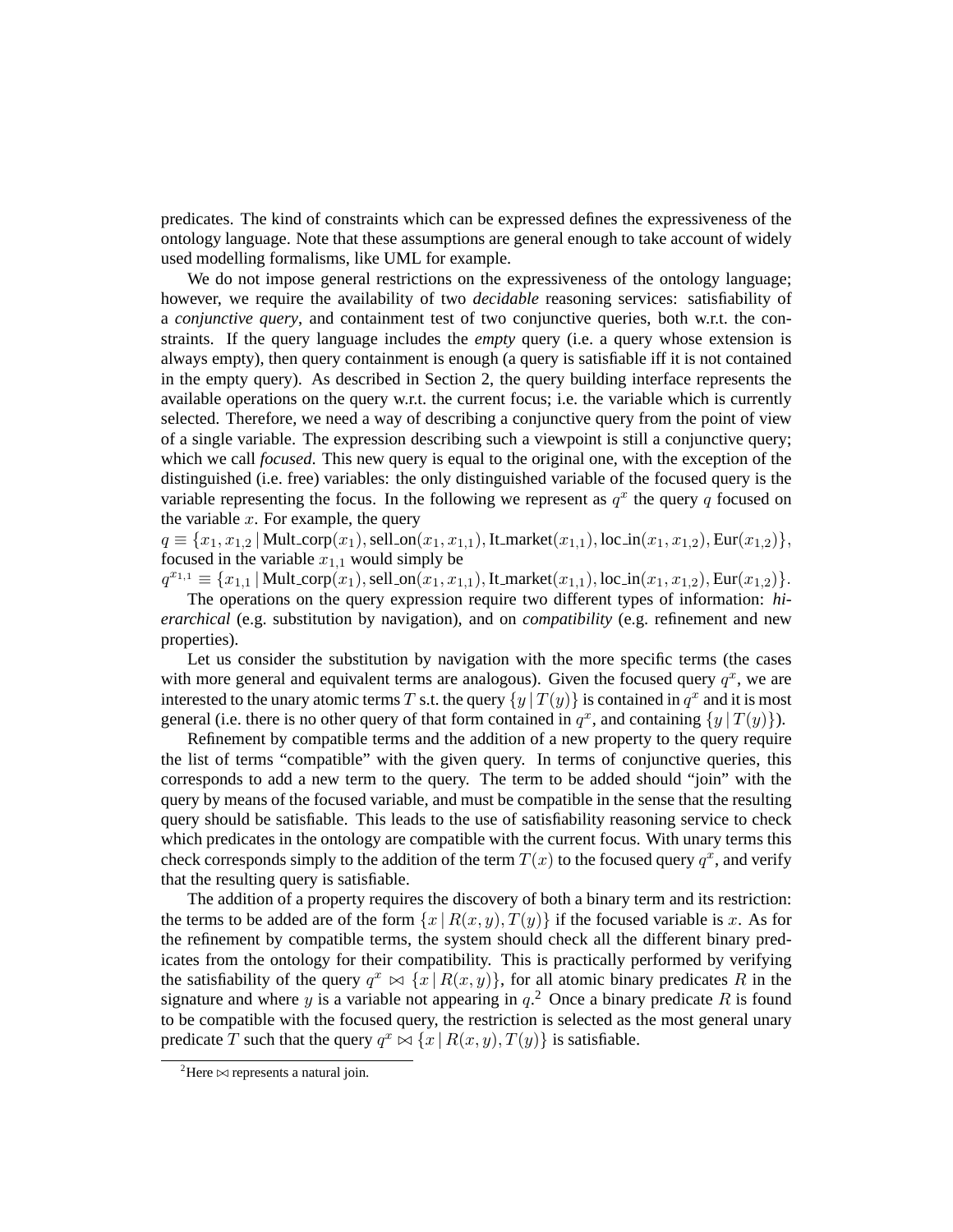predicates. The kind of constraints which can be expressed defines the expressiveness of the ontology language. Note that these assumptions are general enough to take account of widely used modelling formalisms, like UML for example.

We do not impose general restrictions on the expressiveness of the ontology language; however, we require the availability of two *decidable* reasoning services: satisfiability of a *conjunctive query*, and containment test of two conjunctive queries, both w.r.t. the constraints. If the query language includes the *empty* query (i.e. a query whose extension is always empty), then query containment is enough (a query is satisfiable iff it is not contained in the empty query). As described in Section 2, the query building interface represents the available operations on the query w.r.t. the current focus; i.e. the variable which is currently selected. Therefore, we need a way of describing a conjunctive query from the point of view of a single variable. The expression describing such a viewpoint is still a conjunctive query; which we call *focused*. This new query is equal to the original one, with the exception of the distinguished (i.e. free) variables: the only distinguished variable of the focused query is the variable representing the focus. In the following we represent as $q^x$ the query $q$ focused on the variable $x$. For example, the query

$q \equiv \{x_1, x_{1,2} \mid \text{Mult\_corp}(x_1), \text{sell\_on}(x_1, x_{1,1}), \text{It\_market}(x_{1,1}), \text{loc\_in}(x_1, x_{1,2}), \text{Eur}(x_{1,2})\}$, focused in the variable $x_{1,1}$ would simply be

$q^{x_{1,1}} \equiv \{x_{1,1} \mid \text{Mult\_corp}(x_1), \text{sell\_on}(x_1, x_{1,1}), \text{It\_market}(x_{1,1}), \text{loc\_in}(x_1, x_{1,2}), \text{Eur}(x_{1,2})\}$.

The operations on the query expression require two different types of information: *hierarchical* (e.g. substitution by navigation), and on *compatibility* (e.g. refinement and new properties).

Let us consider the substitution by navigation with the more specific terms (the cases with more general and equivalent terms are analogous). Given the focused query $q^x$, we are interested to the unary atomic terms $T$ s.t. the query $\{y \mid T(y)\}$ is contained in $q^x$ and it is most general (i.e. there is no other query of that form contained in $q^x$, and containing $\{y \mid T(y)\}$).

Refinement by compatible terms and the addition of a new property to the query require the list of terms "compatible" with the given query. In terms of conjunctive queries, this corresponds to add a new term to the query. The term to be added should "join" with the query by means of the focused variable, and must be compatible in the sense that the resulting query should be satisfiable. This leads to the use of satisfiability reasoning service to check which predicates in the ontology are compatible with the current focus. With unary terms this check corresponds simply to the addition of the term $T(x)$ to the focused query $q^x$, and verify that the resulting query is satisfiable.

The addition of a property requires the discovery of both a binary term and its restriction: the terms to be added are of the form $\{x \mid R(x, y), T(y)\}$ if the focused variable is $x$. As for the refinement by compatible terms, the system should check all the different binary predicates from the ontology for their compatibility. This is practically performed by verifying the satisfiability of the query $q^x \bowtie \{x \mid R(x, y)\}$, for all atomic binary predicates $R$ in the signature and where $y$ is a variable not appearing in $q$.[2] Once a binary predicate $R$ is found to be compatible with the focused query, the restriction is selected as the most general unary predicate $T$ such that the query $q^x \bowtie \{x \mid R(x, y), T(y)\}$ is satisfiable.

[2] Here $\bowtie$ represents a natural join.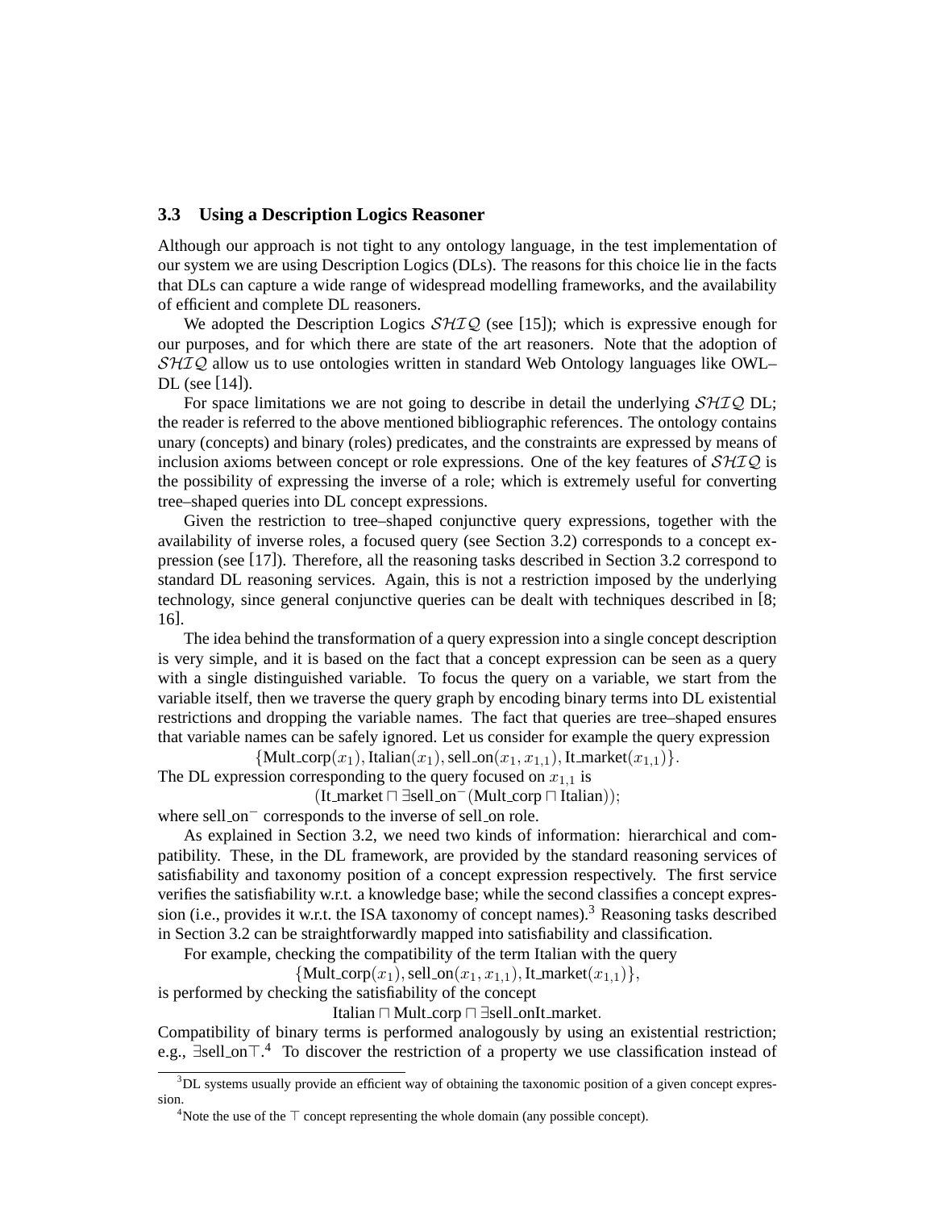### 3.3 Using a Description Logics Reasoner

Although our approach is not tight to any ontology language, in the test implementation of our system we are using Description Logics (DLs). The reasons for this choice lie in the facts that DLs can capture a wide range of widespread modelling frameworks, and the availability of efficient and complete DL reasoners.

We adopted the Description Logics $\mathcal{SHIQ}$ (see [15]); which is expressive enough for our purposes, and for which there are state of the art reasoners. Note that the adoption of $\mathcal{SHIQ}$ allow us to use ontologies written in standard Web Ontology languages like OWL–DL (see [14]).

For space limitations we are not going to describe in detail the underlying $\mathcal{SHIQ}$ DL; the reader is referred to the above mentioned bibliographic references. The ontology contains unary (concepts) and binary (roles) predicates, and the constraints are expressed by means of inclusion axioms between concept or role expressions. One of the key features of $\mathcal{SHIQ}$ is the possibility of expressing the inverse of a role; which is extremely useful for converting tree–shaped queries into DL concept expressions.

Given the restriction to tree–shaped conjunctive query expressions, together with the availability of inverse roles, a focused query (see Section 3.2) corresponds to a concept expression (see [17]). Therefore, all the reasoning tasks described in Section 3.2 correspond to standard DL reasoning services. Again, this is not a restriction imposed by the underlying technology, since general conjunctive queries can be dealt with techniques described in [8; 16].

The idea behind the transformation of a query expression into a single concept description is very simple, and it is based on the fact that a concept expression can be seen as a query with a single distinguished variable. To focus the query on a variable, we start from the variable itself, then we traverse the query graph by encoding binary terms into DL existential restrictions and dropping the variable names. The fact that queries are tree–shaped ensures that variable names can be safely ignored. Let us consider for example the query expression

$$\{\text{Mult\_corp}(x_1), \text{Italian}(x_1), \text{sell\_on}(x_1, x_{1,1}), \text{It\_market}(x_{1,1})\}.$$

The DL expression corresponding to the query focused on $x_{1,1}$ is

$$(\text{It\_market} \sqcap \exists \text{sell\_on}^{-}(\text{Mult\_corp} \sqcap \text{Italian}));$$

where $\text{sell\_on}^{-}$ corresponds to the inverse of sell\_on role.

As explained in Section 3.2, we need two kinds of information: hierarchical and compatibility. These, in the DL framework, are provided by the standard reasoning services of satisfiability and taxonomy position of a concept expression respectively. The first service verifies the satisfiability w.r.t. a knowledge base; while the second classifies a concept expression (i.e., provides it w.r.t. the ISA taxonomy of concept names).[3] Reasoning tasks described in Section 3.2 can be straightforwardly mapped into satisfiability and classification.

For example, checking the compatibility of the term Italian with the query

$$\{\text{Mult\_corp}(x_1), \text{sell\_on}(x_1, x_{1,1}), \text{It\_market}(x_{1,1})\},$$

is performed by checking the satisfiability of the concept

$$\text{Italian} \sqcap \text{Mult\_corp} \sqcap \exists \text{sell\_onIt\_market}.$$

Compatibility of binary terms is performed analogously by using an existential restriction; e.g., $\exists \text{sell\_on}\top$.[4] To discover the restriction of a property we use classification instead of

---

[3] DL systems usually provide an efficient way of obtaining the taxonomic position of a given concept expression.

[4] Note the use of the $\top$ concept representing the whole domain (any possible concept).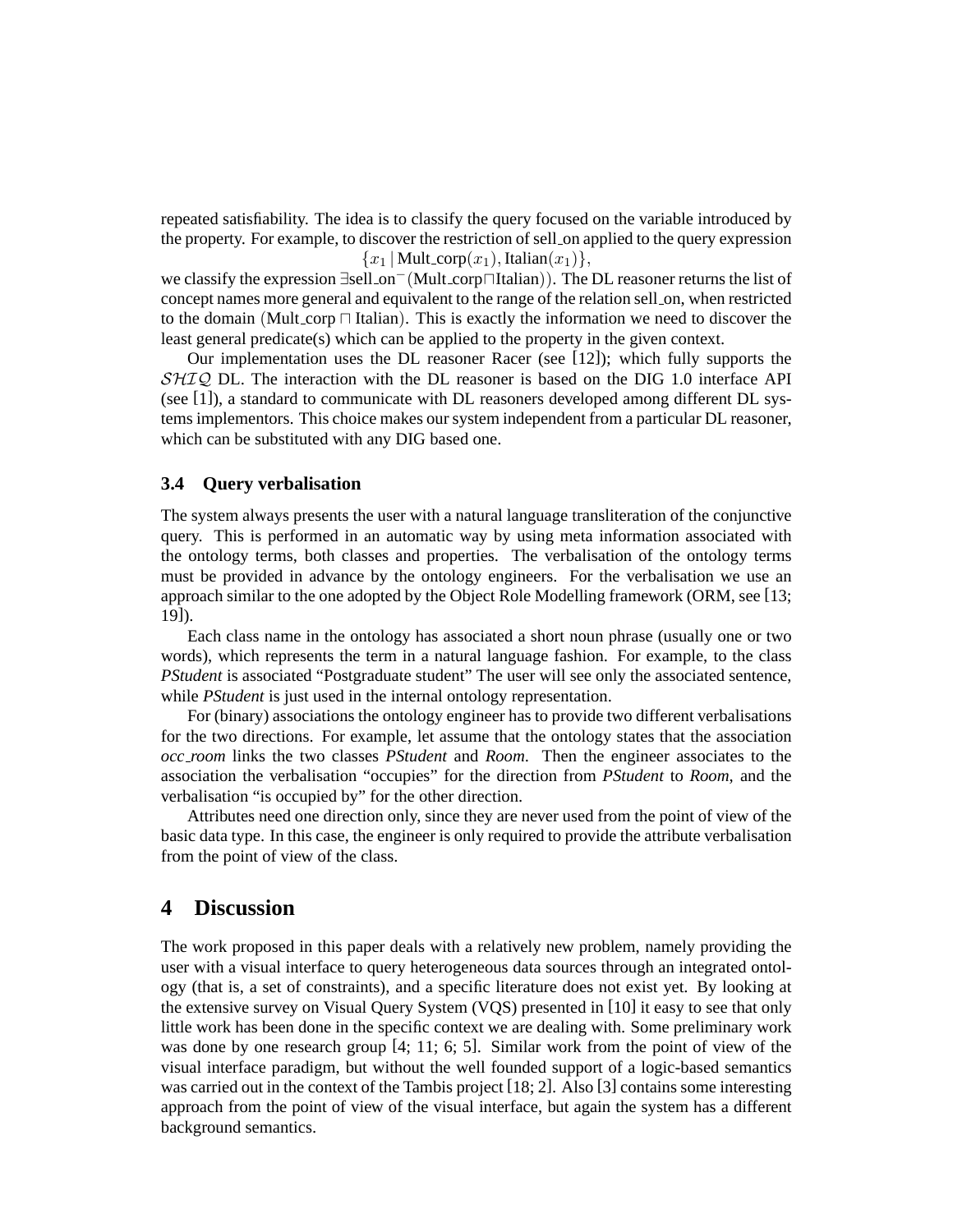repeated satisfiability. The idea is to classify the query focused on the variable introduced by the property. For example, to discover the restriction of sell_on applied to the query expression

$$\{x_1 \mid \text{Mult\_corp}(x_1), \text{Italian}(x_1)\},$$

we classify the expression $\exists \text{sell\_on}^{-}(\text{Mult\_corp} \sqcap \text{Italian})$. The DL reasoner returns the list of concept names more general and equivalent to the range of the relation sell_on, when restricted to the domain ($\text{Mult\_corp} \sqcap \text{Italian}$). This is exactly the information we need to discover the least general predicate(s) which can be applied to the property in the given context.

Our implementation uses the DL reasoner Racer (see [12]); which fully supports the $\mathcal{SHIQ}$ DL. The interaction with the DL reasoner is based on the DIG 1.0 interface API (see [1]), a standard to communicate with DL reasoners developed among different DL systems implementors. This choice makes our system independent from a particular DL reasoner, which can be substituted with any DIG based one.

### 3.4 Query verbalisation

The system always presents the user with a natural language transliteration of the conjunctive query. This is performed in an automatic way by using meta information associated with the ontology terms, both classes and properties. The verbalisation of the ontology terms must be provided in advance by the ontology engineers. For the verbalisation we use an approach similar to the one adopted by the Object Role Modelling framework (ORM, see [13; 19]).

Each class name in the ontology has associated a short noun phrase (usually one or two words), which represents the term in a natural language fashion. For example, to the class *PStudent* is associated "Postgraduate student" The user will see only the associated sentence, while *PStudent* is just used in the internal ontology representation.

For (binary) associations the ontology engineer has to provide two different verbalisations for the two directions. For example, let assume that the ontology states that the association *occ_room* links the two classes *PStudent* and *Room*. Then the engineer associates to the association the verbalisation "occupies" for the direction from *PStudent* to *Room*, and the verbalisation "is occupied by" for the other direction.

Attributes need one direction only, since they are never used from the point of view of the basic data type. In this case, the engineer is only required to provide the attribute verbalisation from the point of view of the class.

## 4 Discussion

The work proposed in this paper deals with a relatively new problem, namely providing the user with a visual interface to query heterogeneous data sources through an integrated ontology (that is, a set of constraints), and a specific literature does not exist yet. By looking at the extensive survey on Visual Query System (VQS) presented in [10] it easy to see that only little work has been done in the specific context we are dealing with. Some preliminary work was done by one research group [4; 11; 6; 5]. Similar work from the point of view of the visual interface paradigm, but without the well founded support of a logic-based semantics was carried out in the context of the Tambis project [18; 2]. Also [3] contains some interesting approach from the point of view of the visual interface, but again the system has a different background semantics.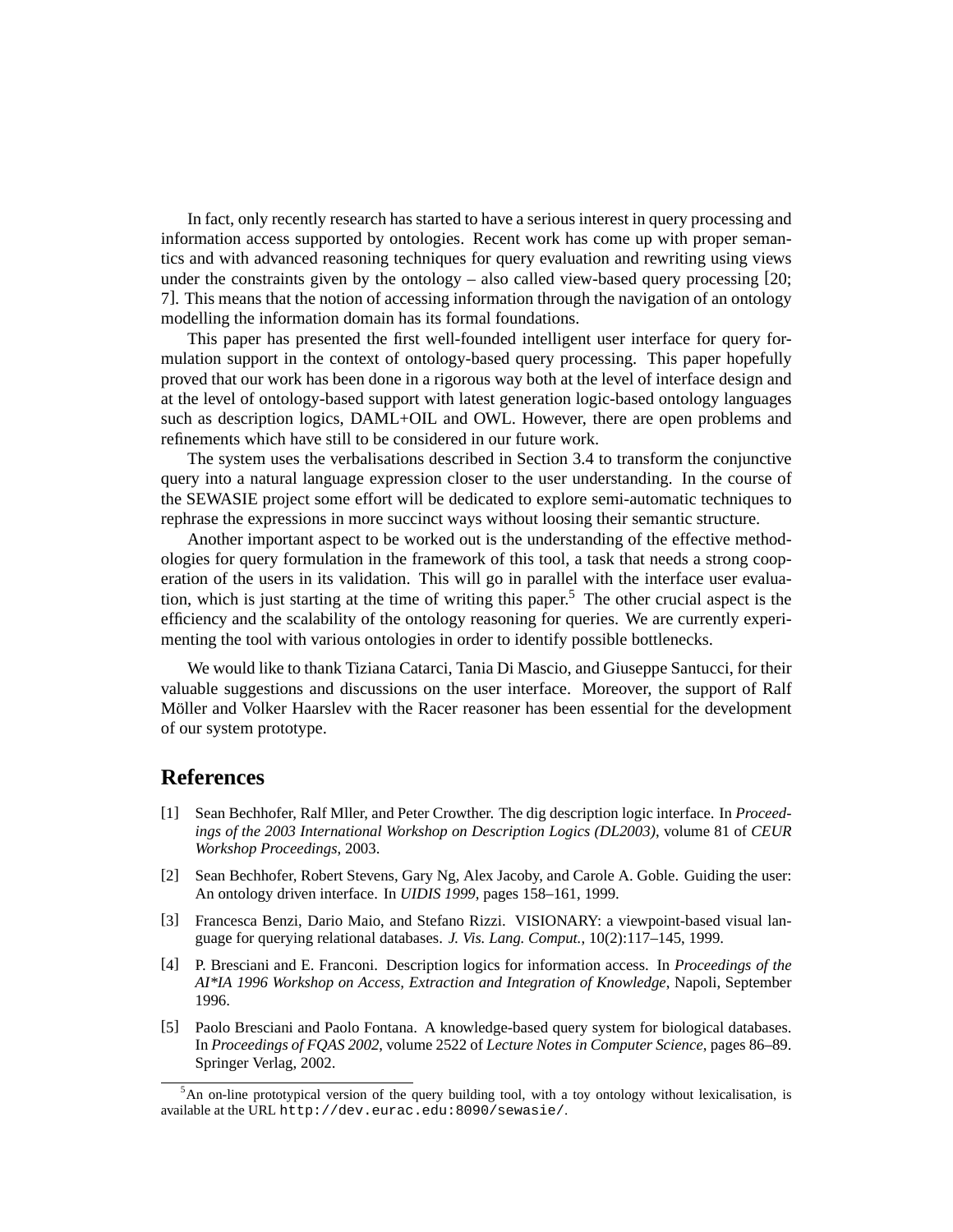In fact, only recently research has started to have a serious interest in query processing and information access supported by ontologies. Recent work has come up with proper semantics and with advanced reasoning techniques for query evaluation and rewriting using views under the constraints given by the ontology – also called view-based query processing [20; 7]. This means that the notion of accessing information through the navigation of an ontology modelling the information domain has its formal foundations.

This paper has presented the first well-founded intelligent user interface for query formulation support in the context of ontology-based query processing. This paper hopefully proved that our work has been done in a rigorous way both at the level of interface design and at the level of ontology-based support with latest generation logic-based ontology languages such as description logics, DAML+OIL and OWL. However, there are open problems and refinements which have still to be considered in our future work.

The system uses the verbalisations described in Section 3.4 to transform the conjunctive query into a natural language expression closer to the user understanding. In the course of the SEWASIE project some effort will be dedicated to explore semi-automatic techniques to rephrase the expressions in more succinct ways without loosing their semantic structure.

Another important aspect to be worked out is the understanding of the effective methodologies for query formulation in the framework of this tool, a task that needs a strong cooperation of the users in its validation. This will go in parallel with the interface user evaluation, which is just starting at the time of writing this paper.[5] The other crucial aspect is the efficiency and the scalability of the ontology reasoning for queries. We are currently experimenting the tool with various ontologies in order to identify possible bottlenecks.

We would like to thank Tiziana Catarci, Tania Di Mascio, and Giuseppe Santucci, for their valuable suggestions and discussions on the user interface. Moreover, the support of Ralf Möller and Volker Haarslev with the Racer reasoner has been essential for the development of our system prototype.

## References

[1] Sean Bechhofer, Ralf Mller, and Peter Crowther. The dig description logic interface. In *Proceedings of the 2003 International Workshop on Description Logics (DL2003)*, volume 81 of *CEUR Workshop Proceedings*, 2003.

[2] Sean Bechhofer, Robert Stevens, Gary Ng, Alex Jacoby, and Carole A. Goble. Guiding the user: An ontology driven interface. In *UIDIS 1999*, pages 158–161, 1999.

[3] Francesca Benzi, Dario Maio, and Stefano Rizzi. VISIONARY: a viewpoint-based visual language for querying relational databases. *J. Vis. Lang. Comput.*, 10(2):117–145, 1999.

[4] P. Bresciani and E. Franconi. Description logics for information access. In *Proceedings of the AI\*IA 1996 Workshop on Access, Extraction and Integration of Knowledge*, Napoli, September 1996.

[5] Paolo Bresciani and Paolo Fontana. A knowledge-based query system for biological databases. In *Proceedings of FQAS 2002*, volume 2522 of *Lecture Notes in Computer Science*, pages 86–89. Springer Verlag, 2002.

[5] An on-line prototypical version of the query building tool, with a toy ontology without lexicalisation, is available at the URL `http://dev.eurac.edu:8090/sewasie/`.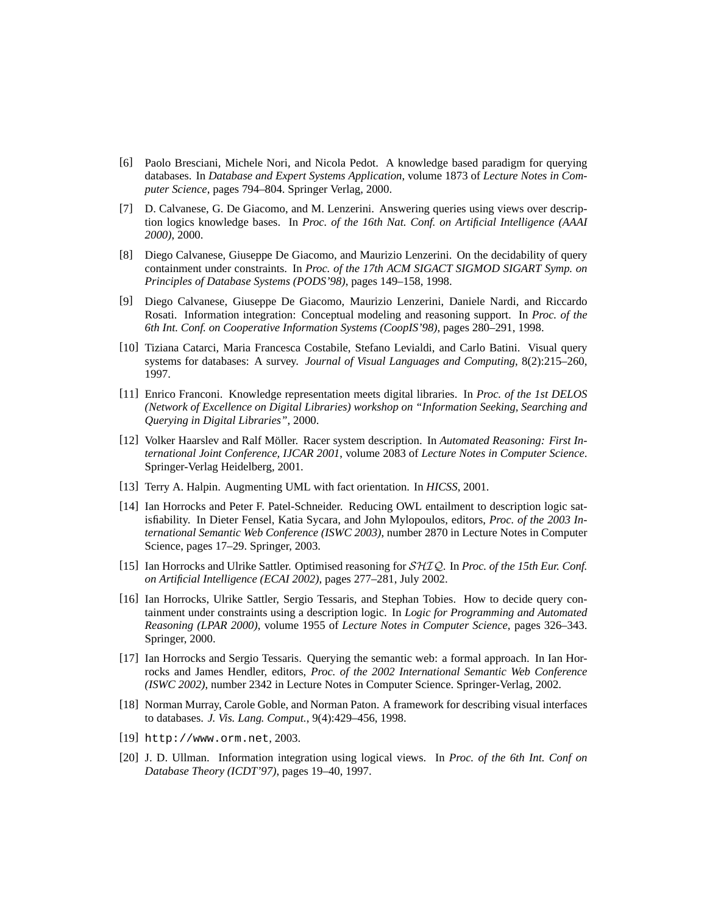[6] Paolo Bresciani, Michele Nori, and Nicola Pedot. A knowledge based paradigm for querying databases. In *Database and Expert Systems Application*, volume 1873 of *Lecture Notes in Computer Science*, pages 794–804. Springer Verlag, 2000.

[7] D. Calvanese, G. De Giacomo, and M. Lenzerini. Answering queries using views over description logics knowledge bases. In *Proc. of the 16th Nat. Conf. on Artificial Intelligence (AAAI 2000)*, 2000.

[8] Diego Calvanese, Giuseppe De Giacomo, and Maurizio Lenzerini. On the decidability of query containment under constraints. In *Proc. of the 17th ACM SIGACT SIGMOD SIGART Symp. on Principles of Database Systems (PODS'98)*, pages 149–158, 1998.

[9] Diego Calvanese, Giuseppe De Giacomo, Maurizio Lenzerini, Daniele Nardi, and Riccardo Rosati. Information integration: Conceptual modeling and reasoning support. In *Proc. of the 6th Int. Conf. on Cooperative Information Systems (CoopIS'98)*, pages 280–291, 1998.

[10] Tiziana Catarci, Maria Francesca Costabile, Stefano Levialdi, and Carlo Batini. Visual query systems for databases: A survey. *Journal of Visual Languages and Computing*, 8(2):215–260, 1997.

[11] Enrico Franconi. Knowledge representation meets digital libraries. In *Proc. of the 1st DELOS (Network of Excellence on Digital Libraries) workshop on "Information Seeking, Searching and Querying in Digital Libraries"*, 2000.

[12] Volker Haarslev and Ralf Möller. Racer system description. In *Automated Reasoning: First International Joint Conference, IJCAR 2001*, volume 2083 of *Lecture Notes in Computer Science*. Springer-Verlag Heidelberg, 2001.

[13] Terry A. Halpin. Augmenting UML with fact orientation. In *HICSS*, 2001.

[14] Ian Horrocks and Peter F. Patel-Schneider. Reducing OWL entailment to description logic satisfiability. In Dieter Fensel, Katia Sycara, and John Mylopoulos, editors, *Proc. of the 2003 International Semantic Web Conference (ISWC 2003)*, number 2870 in Lecture Notes in Computer Science, pages 17–29. Springer, 2003.

[15] Ian Horrocks and Ulrike Sattler. Optimised reasoning for $\mathcal{SHIQ}$. In *Proc. of the 15th Eur. Conf. on Artificial Intelligence (ECAI 2002)*, pages 277–281, July 2002.

[16] Ian Horrocks, Ulrike Sattler, Sergio Tessaris, and Stephan Tobies. How to decide query containment under constraints using a description logic. In *Logic for Programming and Automated Reasoning (LPAR 2000)*, volume 1955 of *Lecture Notes in Computer Science*, pages 326–343. Springer, 2000.

[17] Ian Horrocks and Sergio Tessaris. Querying the semantic web: a formal approach. In Ian Horrocks and James Hendler, editors, *Proc. of the 2002 International Semantic Web Conference (ISWC 2002)*, number 2342 in Lecture Notes in Computer Science. Springer-Verlag, 2002.

[18] Norman Murray, Carole Goble, and Norman Paton. A framework for describing visual interfaces to databases. *J. Vis. Lang. Comput.*, 9(4):429–456, 1998.

[19] `http://www.orm.net`, 2003.

[20] J. D. Ullman. Information integration using logical views. In *Proc. of the 6th Int. Conf on Database Theory (ICDT'97)*, pages 19–40, 1997.